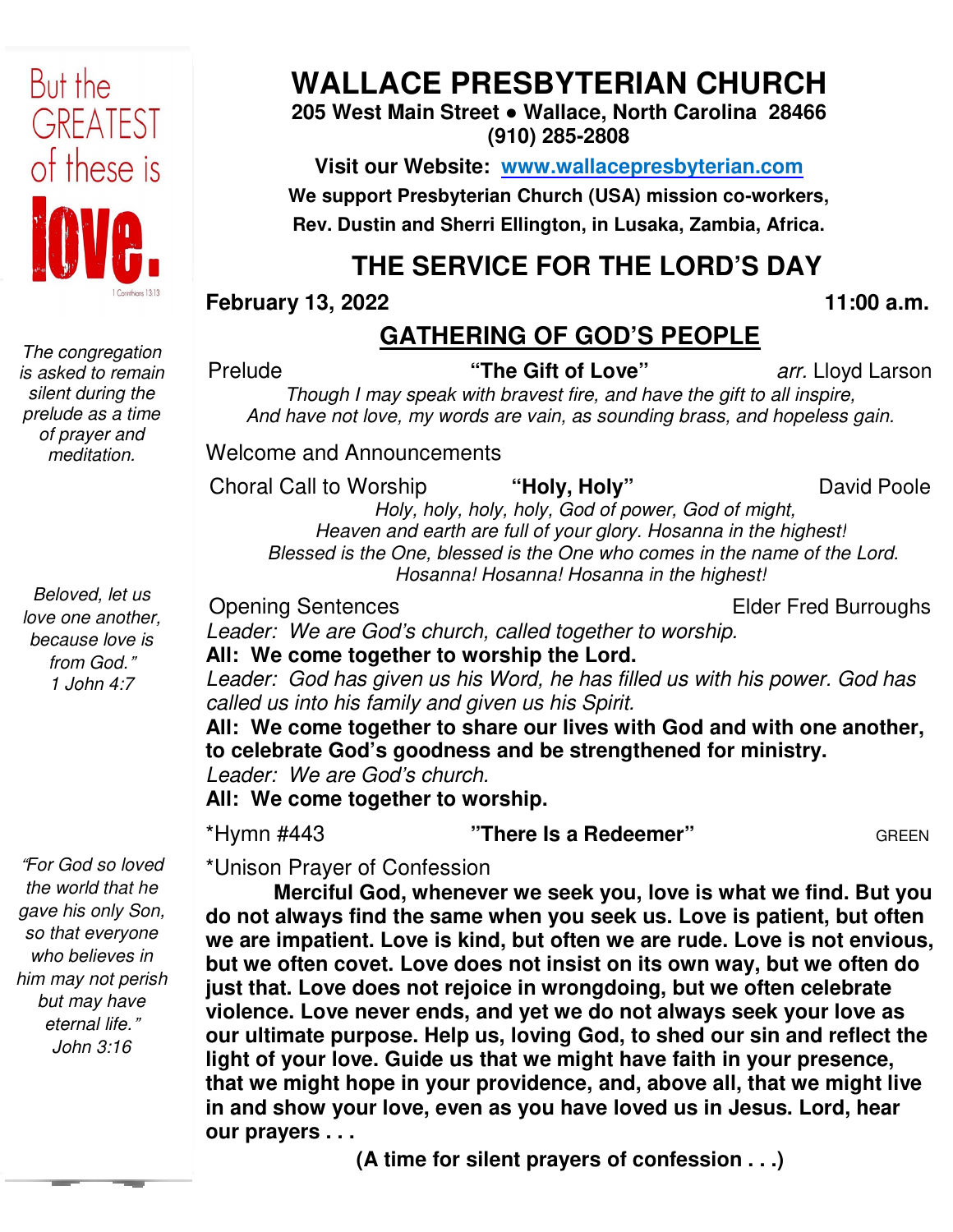# WALLACE PRESBYTERIAN CHURCH

**205 West Main Street • Wallace, North Carolina 28466**
**(910) 285-2808**

**Visit our Website: www.wallacepresbyterian.com**

**We support Presbyterian Church (USA) mission co-workers, Rev. Dustin and Sherri Ellington, in Lusaka, Zambia, Africa.**

## THE SERVICE FOR THE LORD'S DAY

**February 13, 2022** **11:00 a.m.**

## GATHERING OF GOD'S PEOPLE

But the GREATEST of these is love. 1 Corinthians 13:13

*The congregation is asked to remain silent during the prelude as a time of prayer and meditation.*

Prelude **"The Gift of Love"** *arr.* Lloyd Larson

*Though I may speak with bravest fire, and have the gift to all inspire,*
*And have not love, my words are vain, as sounding brass, and hopeless gain.*

Welcome and Announcements

Choral Call to Worship **"Holy, Holy"** David Poole

*Holy, holy, holy, holy, God of power, God of might,*
*Heaven and earth are full of your glory. Hosanna in the highest!*
*Blessed is the One, blessed is the One who comes in the name of the Lord.*
*Hosanna! Hosanna! Hosanna in the highest!*

*Beloved, let us love one another, because love is from God."*
*1 John 4:7*

Opening Sentences Elder Fred Burroughs

*Leader: We are God's church, called together to worship.*
**All: We come together to worship the Lord.**
*Leader: God has given us his Word, he has filled us with his power. God has called us into his family and given us his Spirit.*
**All: We come together to share our lives with God and with one another, to celebrate God's goodness and be strengthened for ministry.**
*Leader: We are God's church.*
**All: We come together to worship.**

*Hymn #443 **"There Is a Redeemer"** GREEN

*"For God so loved the world that he gave his only Son, so that everyone who believes in him may not perish but may have eternal life."*
*John 3:16*

*Unison Prayer of Confession

**Merciful God, whenever we seek you, love is what we find. But you do not always find the same when you seek us. Love is patient, but often we are impatient. Love is kind, but often we are rude. Love is not envious, but we often covet. Love does not insist on its own way, but we often do just that. Love does not rejoice in wrongdoing, but we often celebrate violence. Love never ends, and yet we do not always seek your love as our ultimate purpose. Help us, loving God, to shed our sin and reflect the light of your love. Guide us that we might have faith in your presence, that we might hope in your providence, and, above all, that we might live in and show your love, even as you have loved us in Jesus. Lord, hear our prayers . . .**

**(A time for silent prayers of confession . . .)**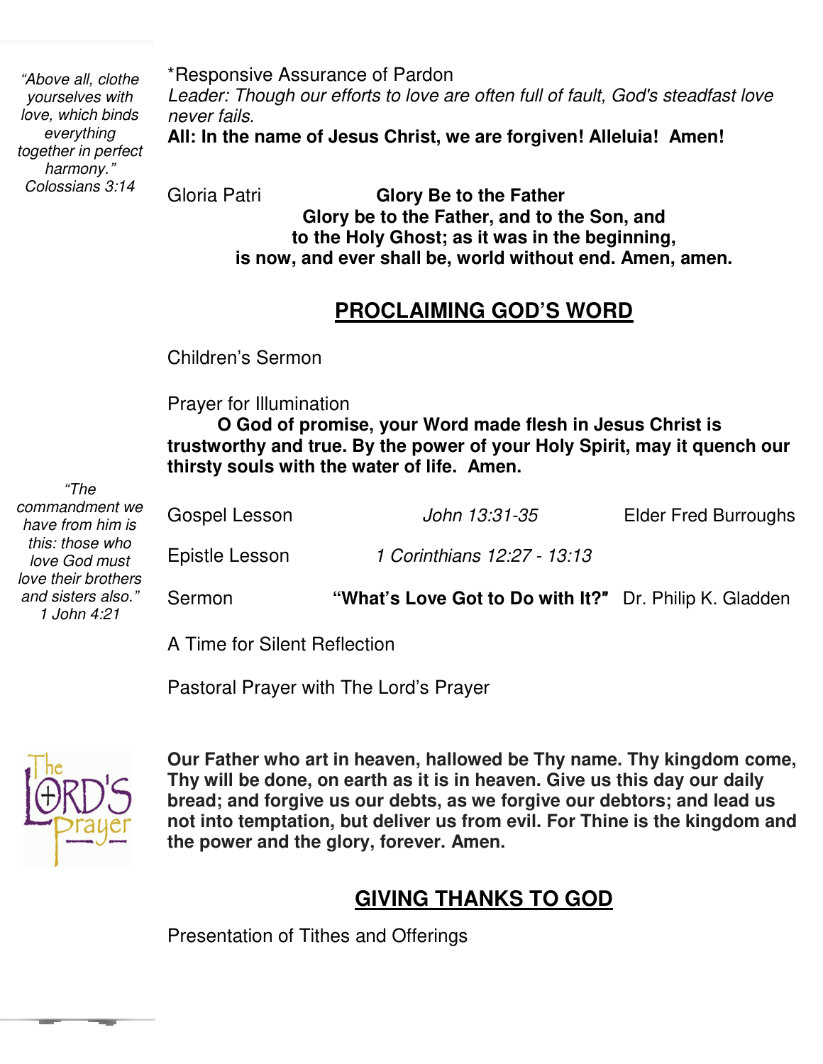*"Above all, clothe yourselves with love, which binds everything together in perfect harmony." Colossians 3:14*

*Responsive Assurance of Pardon

*Leader: Though our efforts to love are often full of fault, God's steadfast love never fails.*

**All: In the name of Jesus Christ, we are forgiven! Alleluia! Amen!**

Gloria Patri **Glory Be to the Father**

**Glory be to the Father, and to the Son, and to the Holy Ghost; as it was in the beginning, is now, and ever shall be, world without end. Amen, amen.**

## PROCLAIMING GOD'S WORD

Children's Sermon

Prayer for Illumination

**O God of promise, your Word made flesh in Jesus Christ is trustworthy and true. By the power of your Holy Spirit, may it quench our thirsty souls with the water of life. Amen.**

*"The commandment we have from him is this: those who love God must love their brothers and sisters also." 1 John 4:21*

Gospel Lesson *John 13:31-35* Elder Fred Burroughs

Epistle Lesson *1 Corinthians 12:27 - 13:13*

Sermon **"What's Love Got to Do with It?"** Dr. Philip K. Gladden

A Time for Silent Reflection

Pastoral Prayer with The Lord's Prayer

**Our Father who art in heaven, hallowed be Thy name. Thy kingdom come, Thy will be done, on earth as it is in heaven. Give us this day our daily bread; and forgive us our debts, as we forgive our debtors; and lead us not into temptation, but deliver us from evil. For Thine is the kingdom and the power and the glory, forever. Amen.**

## GIVING THANKS TO GOD

Presentation of Tithes and Offerings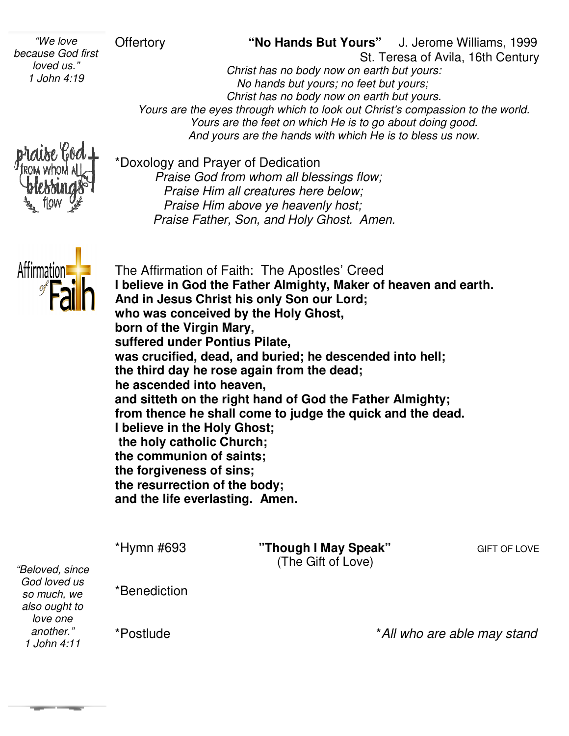*"We love because God first loved us."*
*1 John 4:19*

Offertory **"No Hands But Yours"** J. Jerome Williams, 1999
St. Teresa of Avila, 16th Century

*Christ has no body now on earth but yours:*
*No hands but yours; no feet but yours;*
*Christ has no body now on earth but yours.*
*Yours are the eyes through which to look out Christ's compassion to the world.*
*Yours are the feet on which He is to go about doing good.*
*And yours are the hands with which He is to bless us now.*

*Doxology and Prayer of Dedication

*Praise God from whom all blessings flow;*
*Praise Him all creatures here below;*
*Praise Him above ye heavenly host;*
*Praise Father, Son, and Holy Ghost. Amen.*

The Affirmation of Faith: The Apostles' Creed

**I believe in God the Father Almighty, Maker of heaven and earth.**
**And in Jesus Christ his only Son our Lord;**
**who was conceived by the Holy Ghost,**
**born of the Virgin Mary,**
**suffered under Pontius Pilate,**
**was crucified, dead, and buried; he descended into hell;**
**the third day he rose again from the dead;**
**he ascended into heaven,**
**and sitteth on the right hand of God the Father Almighty;**
**from thence he shall come to judge the quick and the dead.**
**I believe in the Holy Ghost;**
**the holy catholic Church;**
**the communion of saints;**
**the forgiveness of sins;**
**the resurrection of the body;**
**and the life everlasting. Amen.**

*Hymn #693 **"Though I May Speak"** (The Gift of Love) GIFT OF LOVE

*"Beloved, since God loved us so much, we also ought to love one another."*
*1 John 4:11*

*Benediction

*Postlude

**All who are able may stand*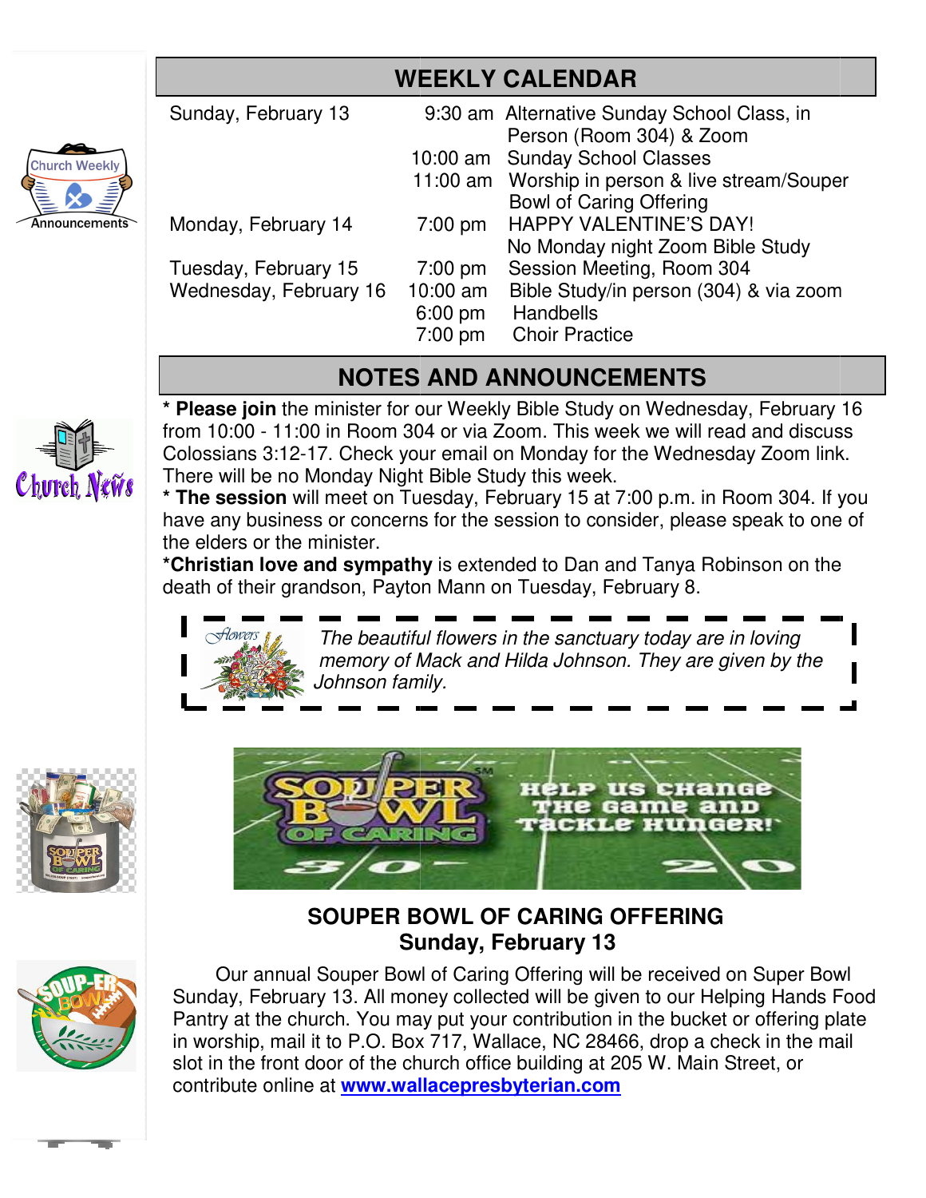## WEEKLY CALENDAR

| | | |
|---|---|---|
| Sunday, February 13 | 9:30 am | Alternative Sunday School Class, in Person (Room 304) & Zoom |
| | 10:00 am | Sunday School Classes |
| | 11:00 am | Worship in person & live stream/Souper Bowl of Caring Offering |
| Monday, February 14 | 7:00 pm | HAPPY VALENTINE'S DAY! No Monday night Zoom Bible Study |
| Tuesday, February 15 | 7:00 pm | Session Meeting, Room 304 |
| Wednesday, February 16 | 10:00 am | Bible Study/in person (304) & via zoom |
| | 6:00 pm | Handbells |
| | 7:00 pm | Choir Practice |

## NOTES AND ANNOUNCEMENTS

* **Please join** the minister for our Weekly Bible Study on Wednesday, February 16 from 10:00 - 11:00 in Room 304 or via Zoom. This week we will read and discuss Colossians 3:12-17. Check your email on Monday for the Wednesday Zoom link. There will be no Monday Night Bible Study this week.

* **The session** will meet on Tuesday, February 15 at 7:00 p.m. in Room 304. If you have any business or concerns for the session to consider, please speak to one of the elders or the minister.

***Christian love and sympathy** is extended to Dan and Tanya Robinson on the death of their grandson, Payton Mann on Tuesday, February 8.

*The beautiful flowers in the sanctuary today are in loving memory of Mack and Hilda Johnson. They are given by the Johnson family.*

### SOUPER BOWL OF CARING OFFERING
### Sunday, February 13

Our annual Souper Bowl of Caring Offering will be received on Super Bowl Sunday, February 13. All money collected will be given to our Helping Hands Food Pantry at the church. You may put your contribution in the bucket or offering plate in worship, mail it to P.O. Box 717, Wallace, NC 28466, drop a check in the mail slot in the front door of the church office building at 205 W. Main Street, or contribute online at [www.wallacepresbyterian.com](http://www.wallacepresbyterian.com)